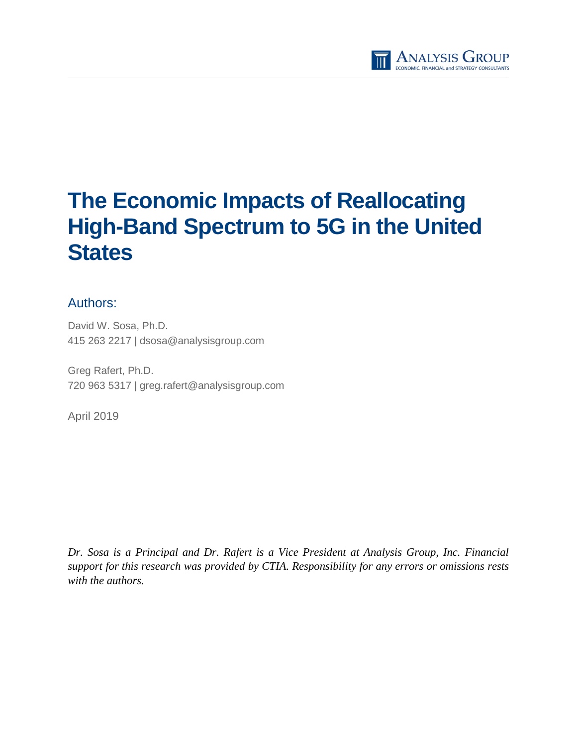# The Economic Impacts of Reallocating High-Band Spectrum to 5G in the United States

## Authors:

David W. Sosa, Ph.D.
415 263 2217 | dsosa@analysisgroup.com

Greg Rafert, Ph.D.
720 963 5317 | greg.rafert@analysisgroup.com

April 2019

*Dr. Sosa is a Principal and Dr. Rafert is a Vice President at Analysis Group, Inc. Financial support for this research was provided by CTIA. Responsibility for any errors or omissions rests with the authors.*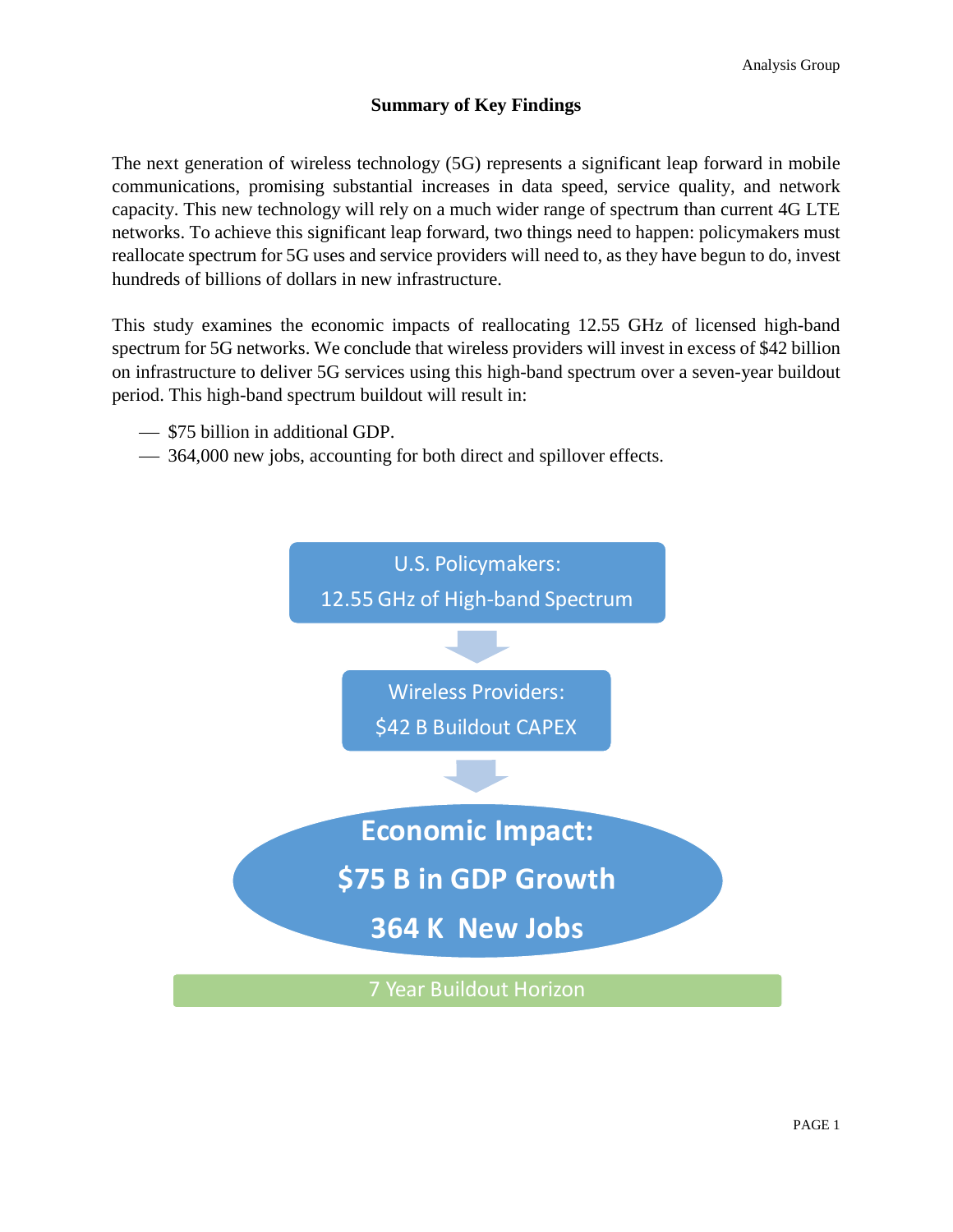## Summary of Key Findings

The next generation of wireless technology (5G) represents a significant leap forward in mobile communications, promising substantial increases in data speed, service quality, and network capacity. This new technology will rely on a much wider range of spectrum than current 4G LTE networks. To achieve this significant leap forward, two things need to happen: policymakers must reallocate spectrum for 5G uses and service providers will need to, as they have begun to do, invest hundreds of billions of dollars in new infrastructure.

This study examines the economic impacts of reallocating 12.55 GHz of licensed high-band spectrum for 5G networks. We conclude that wireless providers will invest in excess of $42 billion on infrastructure to deliver 5G services using this high-band spectrum over a seven-year buildout period. This high-band spectrum buildout will result in:

- $75 billion in additional GDP.
- 364,000 new jobs, accounting for both direct and spillover effects.

U.S. Policymakers:
12.55 GHz of High-band Spectrum

Wireless Providers:
$42 B Buildout CAPEX

**Economic Impact:**
**$75 B in GDP Growth**
**364 K New Jobs**

7 Year Buildout Horizon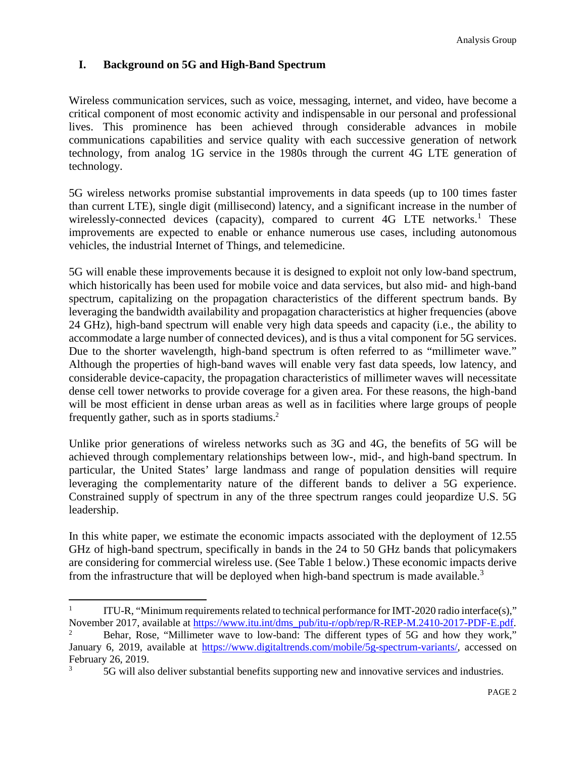## I. Background on 5G and High-Band Spectrum

Wireless communication services, such as voice, messaging, internet, and video, have become a critical component of most economic activity and indispensable in our personal and professional lives. This prominence has been achieved through considerable advances in mobile communications capabilities and service quality with each successive generation of network technology, from analog 1G service in the 1980s through the current 4G LTE generation of technology.

5G wireless networks promise substantial improvements in data speeds (up to 100 times faster than current LTE), single digit (millisecond) latency, and a significant increase in the number of wirelessly-connected devices (capacity), compared to current 4G LTE networks.[1] These improvements are expected to enable or enhance numerous use cases, including autonomous vehicles, the industrial Internet of Things, and telemedicine.

5G will enable these improvements because it is designed to exploit not only low-band spectrum, which historically has been used for mobile voice and data services, but also mid- and high-band spectrum, capitalizing on the propagation characteristics of the different spectrum bands. By leveraging the bandwidth availability and propagation characteristics at higher frequencies (above 24 GHz), high-band spectrum will enable very high data speeds and capacity (i.e., the ability to accommodate a large number of connected devices), and is thus a vital component for 5G services. Due to the shorter wavelength, high-band spectrum is often referred to as "millimeter wave." Although the properties of high-band waves will enable very fast data speeds, low latency, and considerable device-capacity, the propagation characteristics of millimeter waves will necessitate dense cell tower networks to provide coverage for a given area. For these reasons, the high-band will be most efficient in dense urban areas as well as in facilities where large groups of people frequently gather, such as in sports stadiums.[2]

Unlike prior generations of wireless networks such as 3G and 4G, the benefits of 5G will be achieved through complementary relationships between low-, mid-, and high-band spectrum. In particular, the United States' large landmass and range of population densities will require leveraging the complementarity nature of the different bands to deliver a 5G experience. Constrained supply of spectrum in any of the three spectrum ranges could jeopardize U.S. 5G leadership.

In this white paper, we estimate the economic impacts associated with the deployment of 12.55 GHz of high-band spectrum, specifically in bands in the 24 to 50 GHz bands that policymakers are considering for commercial wireless use. (See Table 1 below.) These economic impacts derive from the infrastructure that will be deployed when high-band spectrum is made available.[3]

---

[1] ITU-R, "Minimum requirements related to technical performance for IMT-2020 radio interface(s)," November 2017, available at https://www.itu.int/dms_pub/itu-r/opb/rep/R-REP-M.2410-2017-PDF-E.pdf.

[2] Behar, Rose, "Millimeter wave to low-band: The different types of 5G and how they work," January 6, 2019, available at https://www.digitaltrends.com/mobile/5g-spectrum-variants/, accessed on February 26, 2019.

[3] 5G will also deliver substantial benefits supporting new and innovative services and industries.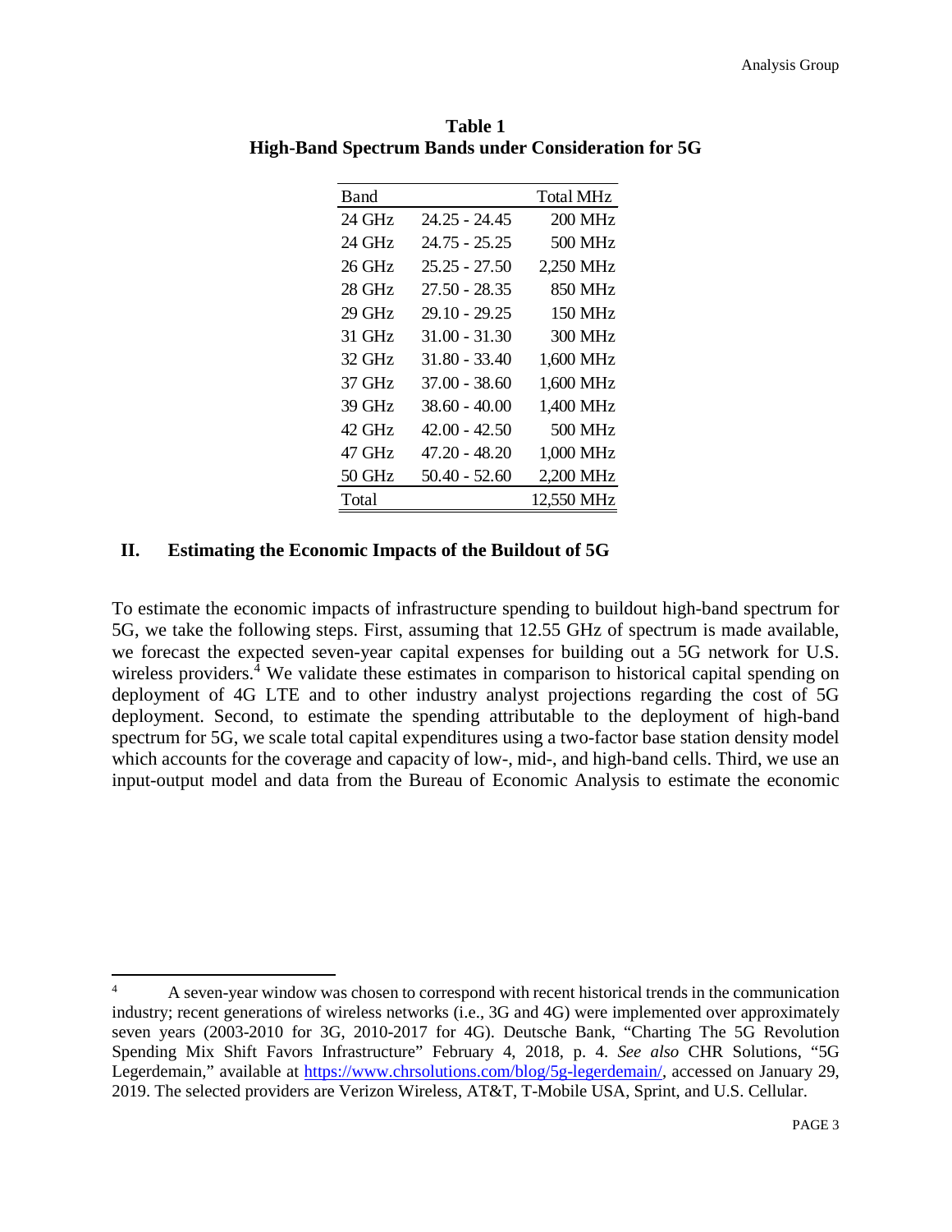**Table 1**
**High-Band Spectrum Bands under Consideration for 5G**

| Band | | Total MHz |
|---|---|---|
| 24 GHz | 24.25 - 24.45 | 200 MHz |
| 24 GHz | 24.75 - 25.25 | 500 MHz |
| 26 GHz | 25.25 - 27.50 | 2,250 MHz |
| 28 GHz | 27.50 - 28.35 | 850 MHz |
| 29 GHz | 29.10 - 29.25 | 150 MHz |
| 31 GHz | 31.00 - 31.30 | 300 MHz |
| 32 GHz | 31.80 - 33.40 | 1,600 MHz |
| 37 GHz | 37.00 - 38.60 | 1,600 MHz |
| 39 GHz | 38.60 - 40.00 | 1,400 MHz |
| 42 GHz | 42.00 - 42.50 | 500 MHz |
| 47 GHz | 47.20 - 48.20 | 1,000 MHz |
| 50 GHz | 50.40 - 52.60 | 2,200 MHz |
| Total | | 12,550 MHz |

## II. Estimating the Economic Impacts of the Buildout of 5G

To estimate the economic impacts of infrastructure spending to buildout high-band spectrum for 5G, we take the following steps. First, assuming that 12.55 GHz of spectrum is made available, we forecast the expected seven-year capital expenses for building out a 5G network for U.S. wireless providers.[4] We validate these estimates in comparison to historical capital spending on deployment of 4G LTE and to other industry analyst projections regarding the cost of 5G deployment. Second, to estimate the spending attributable to the deployment of high-band spectrum for 5G, we scale total capital expenditures using a two-factor base station density model which accounts for the coverage and capacity of low-, mid-, and high-band cells. Third, we use an input-output model and data from the Bureau of Economic Analysis to estimate the economic

---

[4] A seven-year window was chosen to correspond with recent historical trends in the communication industry; recent generations of wireless networks (i.e., 3G and 4G) were implemented over approximately seven years (2003-2010 for 3G, 2010-2017 for 4G). Deutsche Bank, "Charting The 5G Revolution Spending Mix Shift Favors Infrastructure" February 4, 2018, p. 4. *See also* CHR Solutions, "5G Legerdemain," available at https://www.chrsolutions.com/blog/5g-legerdemain/, accessed on January 29, 2019. The selected providers are Verizon Wireless, AT&T, T-Mobile USA, Sprint, and U.S. Cellular.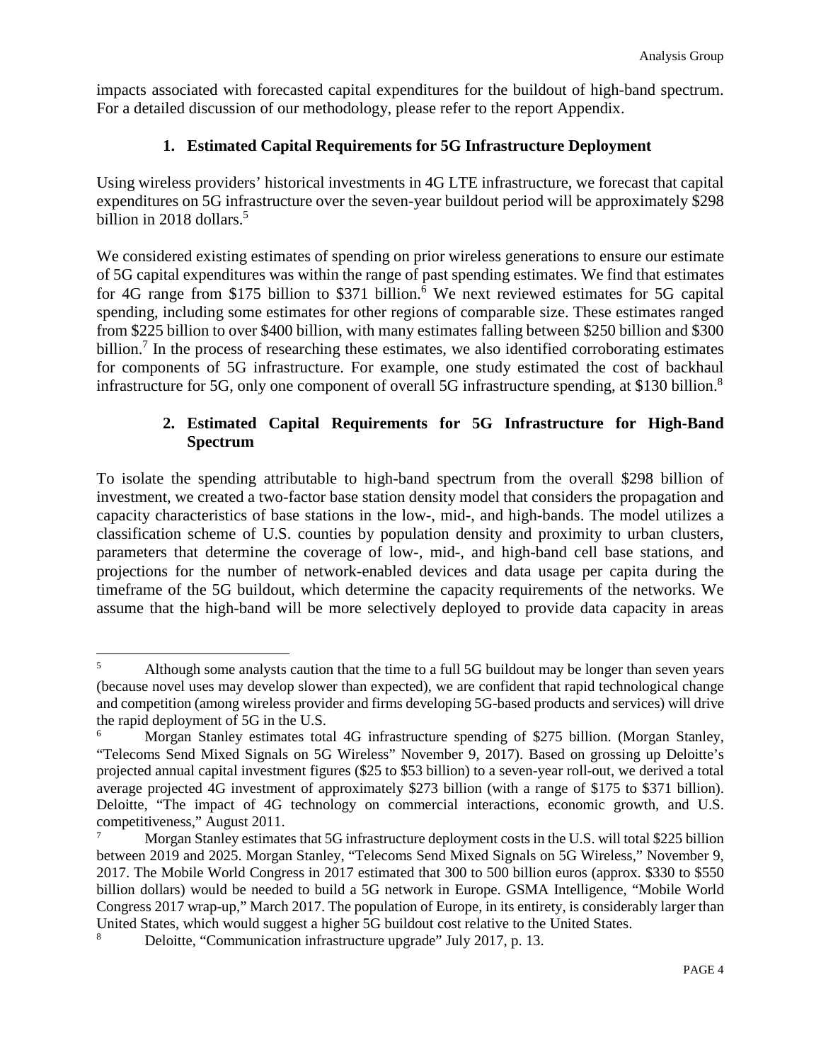impacts associated with forecasted capital expenditures for the buildout of high-band spectrum. For a detailed discussion of our methodology, please refer to the report Appendix.

### 1. Estimated Capital Requirements for 5G Infrastructure Deployment

Using wireless providers' historical investments in 4G LTE infrastructure, we forecast that capital expenditures on 5G infrastructure over the seven-year buildout period will be approximately $298 billion in 2018 dollars.[5]

We considered existing estimates of spending on prior wireless generations to ensure our estimate of 5G capital expenditures was within the range of past spending estimates. We find that estimates for 4G range from $175 billion to $371 billion.[6] We next reviewed estimates for 5G capital spending, including some estimates for other regions of comparable size. These estimates ranged from $225 billion to over $400 billion, with many estimates falling between $250 billion and $300 billion.[7] In the process of researching these estimates, we also identified corroborating estimates for components of 5G infrastructure. For example, one study estimated the cost of backhaul infrastructure for 5G, only one component of overall 5G infrastructure spending, at $130 billion.[8]

### 2. Estimated Capital Requirements for 5G Infrastructure for High-Band Spectrum

To isolate the spending attributable to high-band spectrum from the overall $298 billion of investment, we created a two-factor base station density model that considers the propagation and capacity characteristics of base stations in the low-, mid-, and high-bands. The model utilizes a classification scheme of U.S. counties by population density and proximity to urban clusters, parameters that determine the coverage of low-, mid-, and high-band cell base stations, and projections for the number of network-enabled devices and data usage per capita during the timeframe of the 5G buildout, which determine the capacity requirements of the networks. We assume that the high-band will be more selectively deployed to provide data capacity in areas

---

[5] Although some analysts caution that the time to a full 5G buildout may be longer than seven years (because novel uses may develop slower than expected), we are confident that rapid technological change and competition (among wireless provider and firms developing 5G-based products and services) will drive the rapid deployment of 5G in the U.S.

[6] Morgan Stanley estimates total 4G infrastructure spending of $275 billion. (Morgan Stanley, "Telecoms Send Mixed Signals on 5G Wireless" November 9, 2017). Based on grossing up Deloitte's projected annual capital investment figures ($25 to $53 billion) to a seven-year roll-out, we derived a total average projected 4G investment of approximately $273 billion (with a range of $175 to $371 billion). Deloitte, "The impact of 4G technology on commercial interactions, economic growth, and U.S. competitiveness," August 2011.

[7] Morgan Stanley estimates that 5G infrastructure deployment costs in the U.S. will total $225 billion between 2019 and 2025. Morgan Stanley, "Telecoms Send Mixed Signals on 5G Wireless," November 9, 2017. The Mobile World Congress in 2017 estimated that 300 to 500 billion euros (approx. $330 to $550 billion dollars) would be needed to build a 5G network in Europe. GSMA Intelligence, "Mobile World Congress 2017 wrap-up," March 2017. The population of Europe, in its entirety, is considerably larger than United States, which would suggest a higher 5G buildout cost relative to the United States.

[8] Deloitte, "Communication infrastructure upgrade" July 2017, p. 13.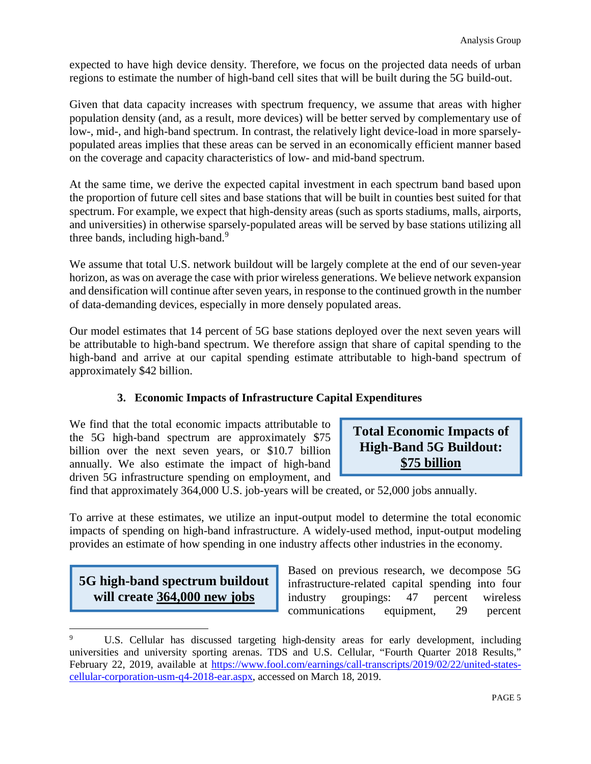expected to have high device density. Therefore, we focus on the projected data needs of urban regions to estimate the number of high-band cell sites that will be built during the 5G build-out.

Given that data capacity increases with spectrum frequency, we assume that areas with higher population density (and, as a result, more devices) will be better served by complementary use of low-, mid-, and high-band spectrum. In contrast, the relatively light device-load in more sparsely-populated areas implies that these areas can be served in an economically efficient manner based on the coverage and capacity characteristics of low- and mid-band spectrum.

At the same time, we derive the expected capital investment in each spectrum band based upon the proportion of future cell sites and base stations that will be built in counties best suited for that spectrum. For example, we expect that high-density areas (such as sports stadiums, malls, airports, and universities) in otherwise sparsely-populated areas will be served by base stations utilizing all three bands, including high-band.[9]

We assume that total U.S. network buildout will be largely complete at the end of our seven-year horizon, as was on average the case with prior wireless generations. We believe network expansion and densification will continue after seven years, in response to the continued growth in the number of data-demanding devices, especially in more densely populated areas.

Our model estimates that 14 percent of 5G base stations deployed over the next seven years will be attributable to high-band spectrum. We therefore assign that share of capital spending to the high-band and arrive at our capital spending estimate attributable to high-band spectrum of approximately $42 billion.

### 3. Economic Impacts of Infrastructure Capital Expenditures

> **Total Economic Impacts of High-Band 5G Buildout: $75 billion**

We find that the total economic impacts attributable to the 5G high-band spectrum are approximately $75 billion over the next seven years, or $10.7 billion annually. We also estimate the impact of high-band driven 5G infrastructure spending on employment, and find that approximately 364,000 U.S. job-years will be created, or 52,000 jobs annually.

To arrive at these estimates, we utilize an input-output model to determine the total economic impacts of spending on high-band infrastructure. A widely-used method, input-output modeling provides an estimate of how spending in one industry affects other industries in the economy.

> **5G high-band spectrum buildout will create 364,000 new jobs**

Based on previous research, we decompose 5G infrastructure-related capital spending into four industry groupings: 47 percent wireless communications equipment, 29 percent

---

[9] U.S. Cellular has discussed targeting high-density areas for early development, including universities and university sporting arenas. TDS and U.S. Cellular, "Fourth Quarter 2018 Results," February 22, 2019, available at https://www.fool.com/earnings/call-transcripts/2019/02/22/united-states-cellular-corporation-usm-q4-2018-ear.aspx, accessed on March 18, 2019.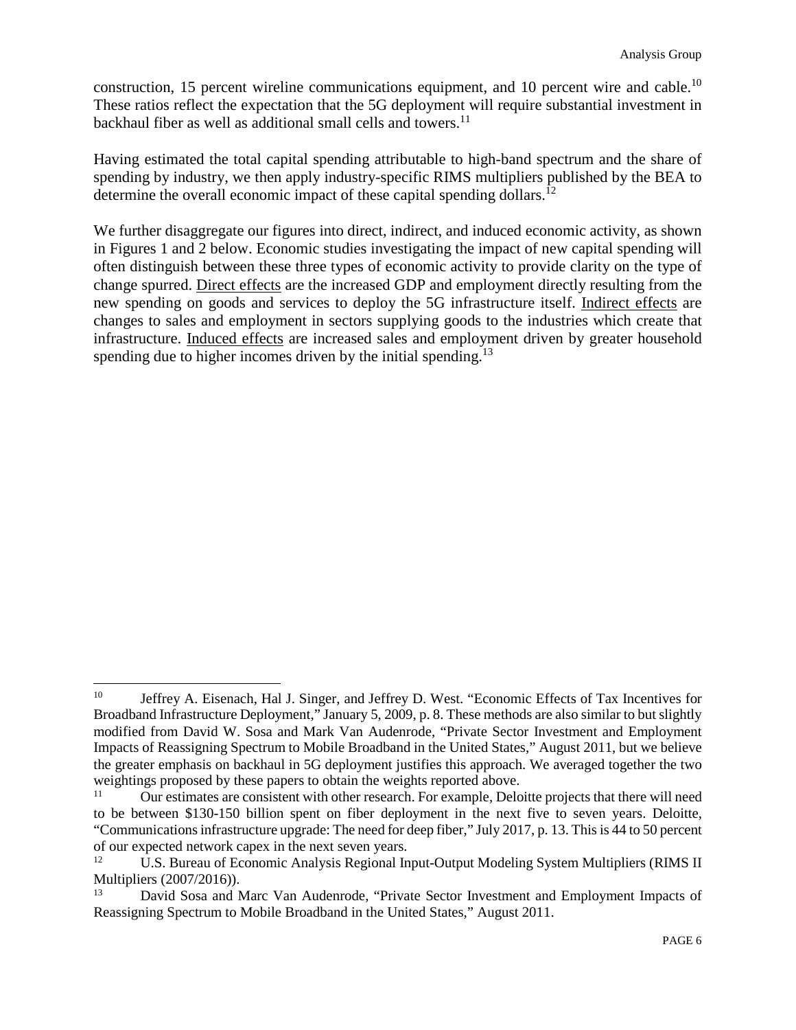construction, 15 percent wireline communications equipment, and 10 percent wire and cable.[10] These ratios reflect the expectation that the 5G deployment will require substantial investment in backhaul fiber as well as additional small cells and towers.[11]

Having estimated the total capital spending attributable to high-band spectrum and the share of spending by industry, we then apply industry-specific RIMS multipliers published by the BEA to determine the overall economic impact of these capital spending dollars.[12]

We further disaggregate our figures into direct, indirect, and induced economic activity, as shown in Figures 1 and 2 below. Economic studies investigating the impact of new capital spending will often distinguish between these three types of economic activity to provide clarity on the type of change spurred. Direct effects are the increased GDP and employment directly resulting from the new spending on goods and services to deploy the 5G infrastructure itself. Indirect effects are changes to sales and employment in sectors supplying goods to the industries which create that infrastructure. Induced effects are increased sales and employment driven by greater household spending due to higher incomes driven by the initial spending.[13]

---

[10] Jeffrey A. Eisenach, Hal J. Singer, and Jeffrey D. West. "Economic Effects of Tax Incentives for Broadband Infrastructure Deployment," January 5, 2009, p. 8. These methods are also similar to but slightly modified from David W. Sosa and Mark Van Audenrode, "Private Sector Investment and Employment Impacts of Reassigning Spectrum to Mobile Broadband in the United States," August 2011, but we believe the greater emphasis on backhaul in 5G deployment justifies this approach. We averaged together the two weightings proposed by these papers to obtain the weights reported above.

[11] Our estimates are consistent with other research. For example, Deloitte projects that there will need to be between $130-150 billion spent on fiber deployment in the next five to seven years. Deloitte, "Communications infrastructure upgrade: The need for deep fiber," July 2017, p. 13. This is 44 to 50 percent of our expected network capex in the next seven years.

[12] U.S. Bureau of Economic Analysis Regional Input-Output Modeling System Multipliers (RIMS II Multipliers (2007/2016)).

[13] David Sosa and Marc Van Audenrode, "Private Sector Investment and Employment Impacts of Reassigning Spectrum to Mobile Broadband in the United States," August 2011.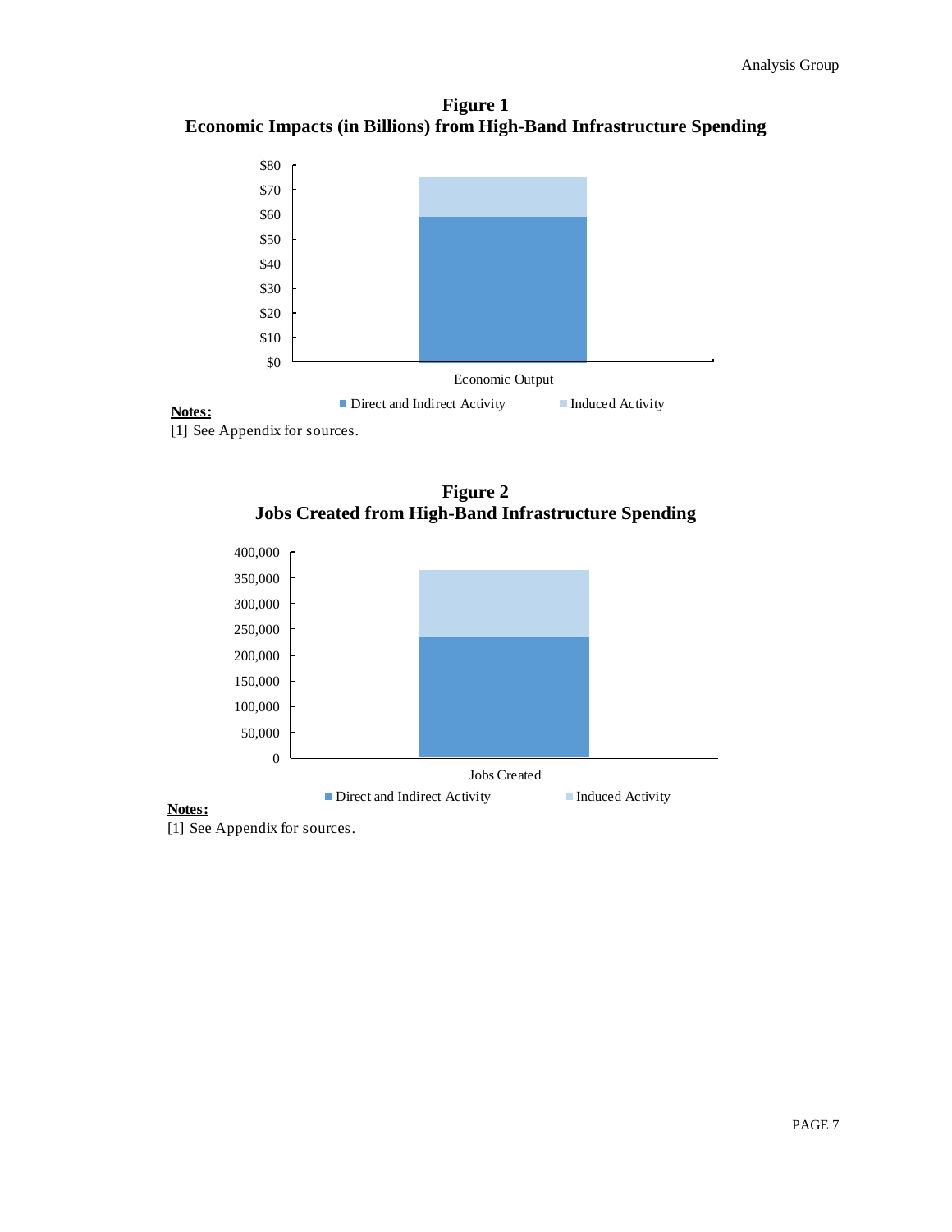**Figure 1**
**Economic Impacts (in Billions) from High-Band Infrastructure Spending**

**Notes:**
[1] See Appendix for sources.

**Figure 2**
**Jobs Created from High-Band Infrastructure Spending**

**Notes:**
[1] See Appendix for sources.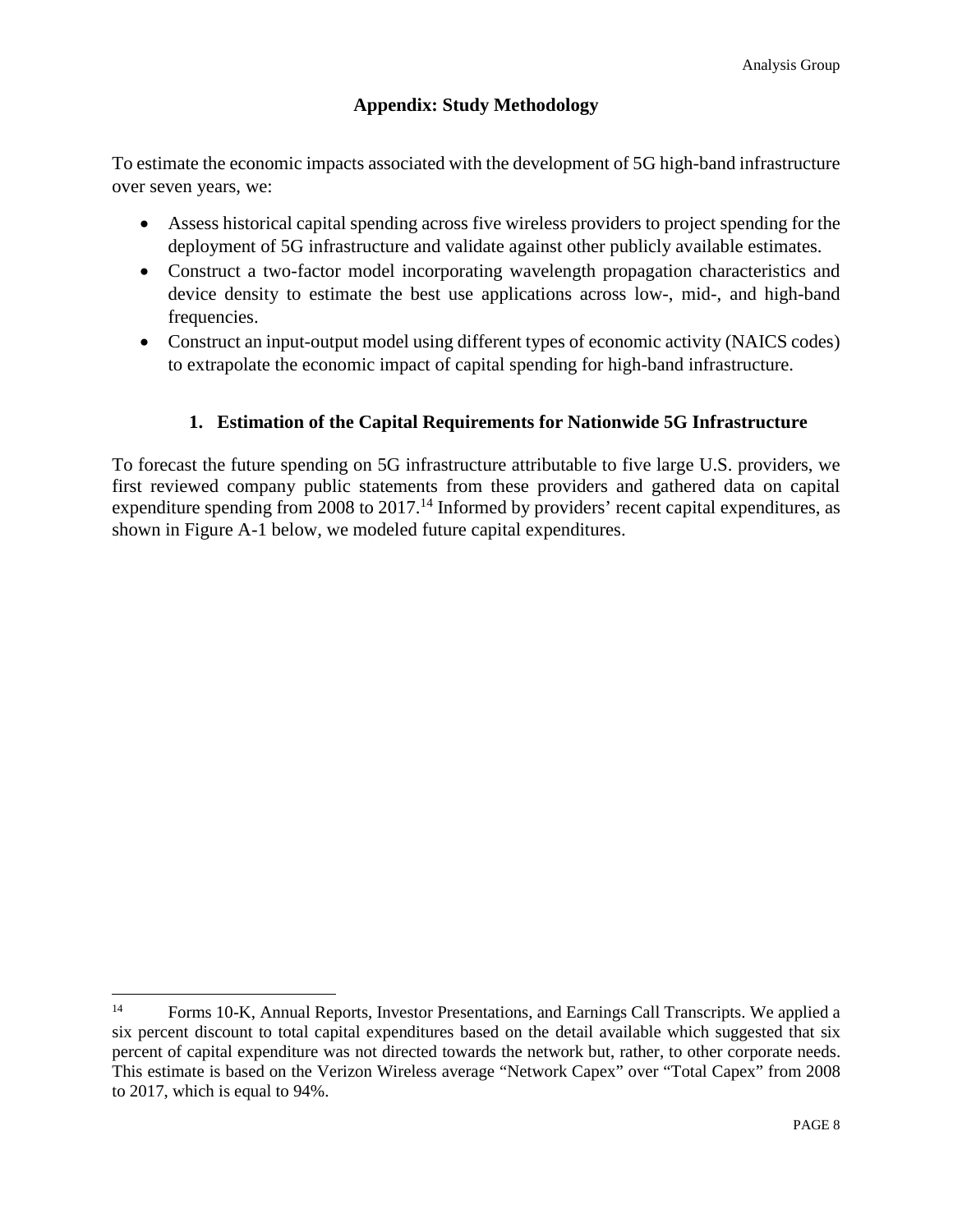## Appendix: Study Methodology

To estimate the economic impacts associated with the development of 5G high-band infrastructure over seven years, we:

- Assess historical capital spending across five wireless providers to project spending for the deployment of 5G infrastructure and validate against other publicly available estimates.
- Construct a two-factor model incorporating wavelength propagation characteristics and device density to estimate the best use applications across low-, mid-, and high-band frequencies.
- Construct an input-output model using different types of economic activity (NAICS codes) to extrapolate the economic impact of capital spending for high-band infrastructure.

### 1. Estimation of the Capital Requirements for Nationwide 5G Infrastructure

To forecast the future spending on 5G infrastructure attributable to five large U.S. providers, we first reviewed company public statements from these providers and gathered data on capital expenditure spending from 2008 to 2017.[14] Informed by providers' recent capital expenditures, as shown in Figure A-1 below, we modeled future capital expenditures.

---

[14] Forms 10-K, Annual Reports, Investor Presentations, and Earnings Call Transcripts. We applied a six percent discount to total capital expenditures based on the detail available which suggested that six percent of capital expenditure was not directed towards the network but, rather, to other corporate needs. This estimate is based on the Verizon Wireless average "Network Capex" over "Total Capex" from 2008 to 2017, which is equal to 94%.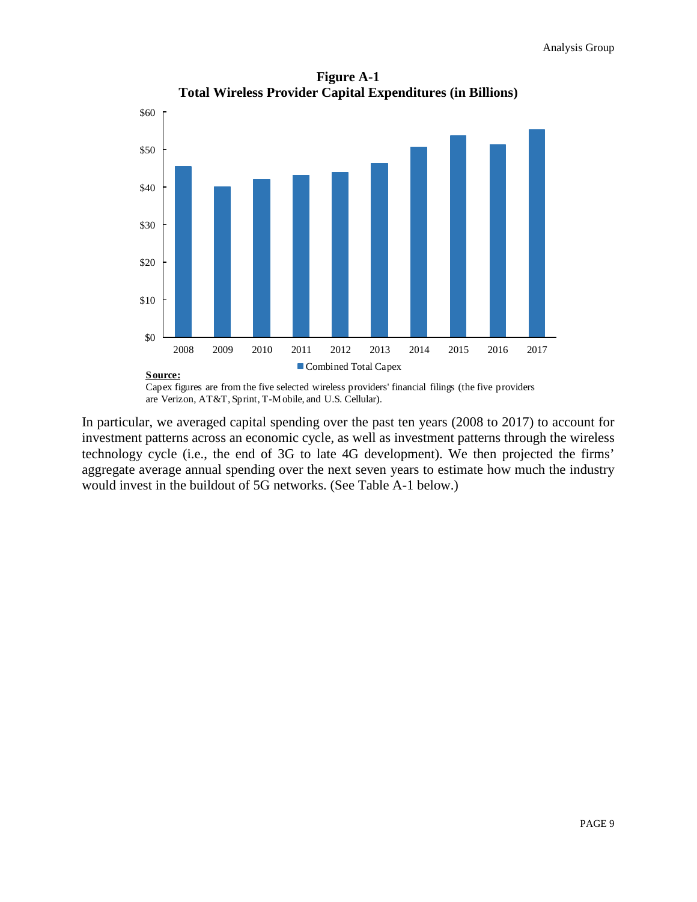**Figure A-1**
**Total Wireless Provider Capital Expenditures (in Billions)**

**Source:**
Capex figures are from the five selected wireless providers' financial filings (the five providers are Verizon, AT&T, Sprint, T-Mobile, and U.S. Cellular).

In particular, we averaged capital spending over the past ten years (2008 to 2017) to account for investment patterns across an economic cycle, as well as investment patterns through the wireless technology cycle (i.e., the end of 3G to late 4G development). We then projected the firms' aggregate average annual spending over the next seven years to estimate how much the industry would invest in the buildout of 5G networks. (See Table A-1 below.)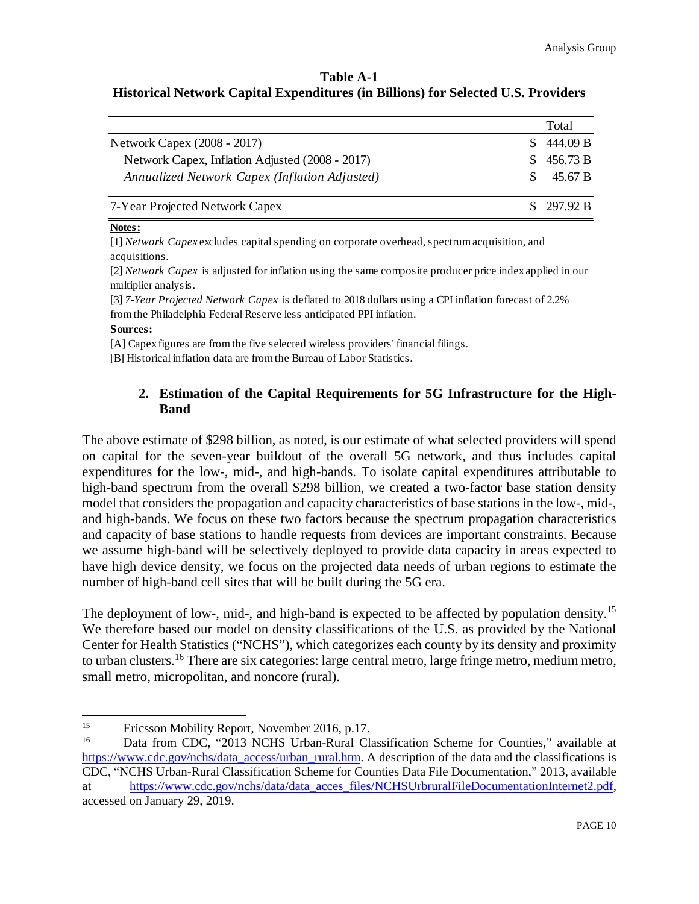**Table A-1**
**Historical Network Capital Expenditures (in Billions) for Selected U.S. Providers**

| | Total |
|---|---|
| Network Capex (2008 - 2017) | $ 444.09 B |
| Network Capex, Inflation Adjusted (2008 - 2017) | $ 456.73 B |
| *Annualized Network Capex (Inflation Adjusted)* | $ 45.67 B |
| 7-Year Projected Network Capex | $ 297.92 B |

**Notes:**

[1] *Network Capex* excludes capital spending on corporate overhead, spectrum acquisition, and acquisitions.

[2] *Network Capex* is adjusted for inflation using the same composite producer price index applied in our multiplier analysis.

[3] *7-Year Projected Network Capex* is deflated to 2018 dollars using a CPI inflation forecast of 2.2% from the Philadelphia Federal Reserve less anticipated PPI inflation.

**Sources:**

[A] Capex figures are from the five selected wireless providers' financial filings.

[B] Historical inflation data are from the Bureau of Labor Statistics.

### 2. Estimation of the Capital Requirements for 5G Infrastructure for the High-Band

The above estimate of $298 billion, as noted, is our estimate of what selected providers will spend on capital for the seven-year buildout of the overall 5G network, and thus includes capital expenditures for the low-, mid-, and high-bands. To isolate capital expenditures attributable to high-band spectrum from the overall $298 billion, we created a two-factor base station density model that considers the propagation and capacity characteristics of base stations in the low-, mid-, and high-bands. We focus on these two factors because the spectrum propagation characteristics and capacity of base stations to handle requests from devices are important constraints. Because we assume high-band will be selectively deployed to provide data capacity in areas expected to have high device density, we focus on the projected data needs of urban regions to estimate the number of high-band cell sites that will be built during the 5G era.

The deployment of low-, mid-, and high-band is expected to be affected by population density.[15] We therefore based our model on density classifications of the U.S. as provided by the National Center for Health Statistics ("NCHS"), which categorizes each county by its density and proximity to urban clusters.[16] There are six categories: large central metro, large fringe metro, medium metro, small metro, micropolitan, and noncore (rural).

[15] Ericsson Mobility Report, November 2016, p.17.

[16] Data from CDC, "2013 NCHS Urban-Rural Classification Scheme for Counties," available at https://www.cdc.gov/nchs/data_access/urban_rural.htm. A description of the data and the classifications is CDC, "NCHS Urban-Rural Classification Scheme for Counties Data File Documentation," 2013, available at https://www.cdc.gov/nchs/data/data_acces_files/NCHSUrbruralFileDocumentationInternet2.pdf, accessed on January 29, 2019.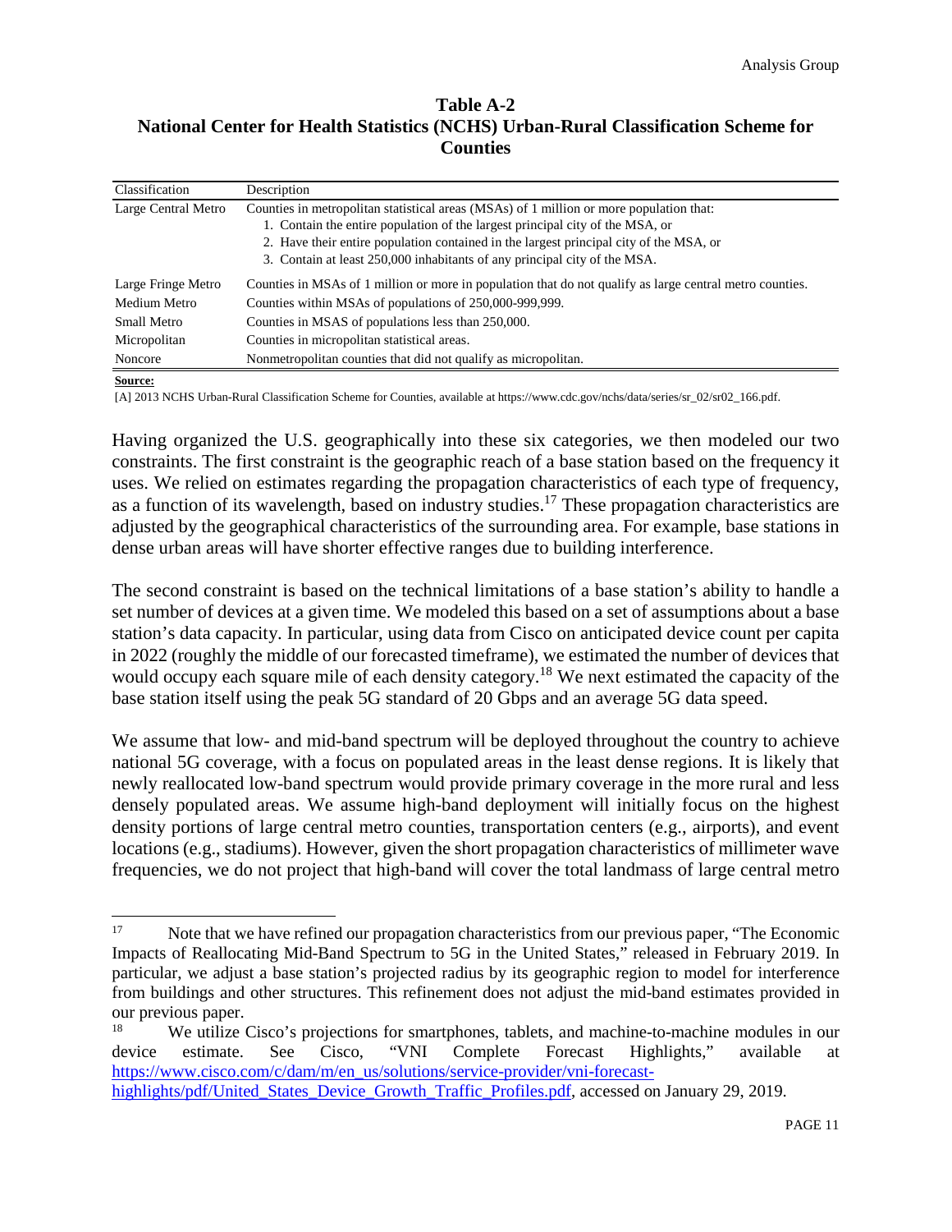**Table A-2**
**National Center for Health Statistics (NCHS) Urban-Rural Classification Scheme for Counties**

| Classification | Description |
|---|---|
| Large Central Metro | Counties in metropolitan statistical areas (MSAs) of 1 million or more population that: 1. Contain the entire population of the largest principal city of the MSA, or 2. Have their entire population contained in the largest principal city of the MSA, or 3. Contain at least 250,000 inhabitants of any principal city of the MSA. |
| Large Fringe Metro | Counties in MSAs of 1 million or more in population that do not qualify as large central metro counties. |
| Medium Metro | Counties within MSAs of populations of 250,000-999,999. |
| Small Metro | Counties in MSAS of populations less than 250,000. |
| Micropolitan | Counties in micropolitan statistical areas. |
| Noncore | Nonmetropolitan counties that did not qualify as micropolitan. |

**Source:**

[A] 2013 NCHS Urban-Rural Classification Scheme for Counties, available at https://www.cdc.gov/nchs/data/series/sr_02/sr02_166.pdf.

Having organized the U.S. geographically into these six categories, we then modeled our two constraints. The first constraint is the geographic reach of a base station based on the frequency it uses. We relied on estimates regarding the propagation characteristics of each type of frequency, as a function of its wavelength, based on industry studies.[17] These propagation characteristics are adjusted by the geographical characteristics of the surrounding area. For example, base stations in dense urban areas will have shorter effective ranges due to building interference.

The second constraint is based on the technical limitations of a base station's ability to handle a set number of devices at a given time. We modeled this based on a set of assumptions about a base station's data capacity. In particular, using data from Cisco on anticipated device count per capita in 2022 (roughly the middle of our forecasted timeframe), we estimated the number of devices that would occupy each square mile of each density category.[18] We next estimated the capacity of the base station itself using the peak 5G standard of 20 Gbps and an average 5G data speed.

We assume that low- and mid-band spectrum will be deployed throughout the country to achieve national 5G coverage, with a focus on populated areas in the least dense regions. It is likely that newly reallocated low-band spectrum would provide primary coverage in the more rural and less densely populated areas. We assume high-band deployment will initially focus on the highest density portions of large central metro counties, transportation centers (e.g., airports), and event locations (e.g., stadiums). However, given the short propagation characteristics of millimeter wave frequencies, we do not project that high-band will cover the total landmass of large central metro

---

[17] Note that we have refined our propagation characteristics from our previous paper, "The Economic Impacts of Reallocating Mid-Band Spectrum to 5G in the United States," released in February 2019. In particular, we adjust a base station's projected radius by its geographic region to model for interference from buildings and other structures. This refinement does not adjust the mid-band estimates provided in our previous paper.

[18] We utilize Cisco's projections for smartphones, tablets, and machine-to-machine modules in our device estimate. See Cisco, "VNI Complete Forecast Highlights," available at https://www.cisco.com/c/dam/m/en_us/solutions/service-provider/vni-forecast-highlights/pdf/United_States_Device_Growth_Traffic_Profiles.pdf, accessed on January 29, 2019.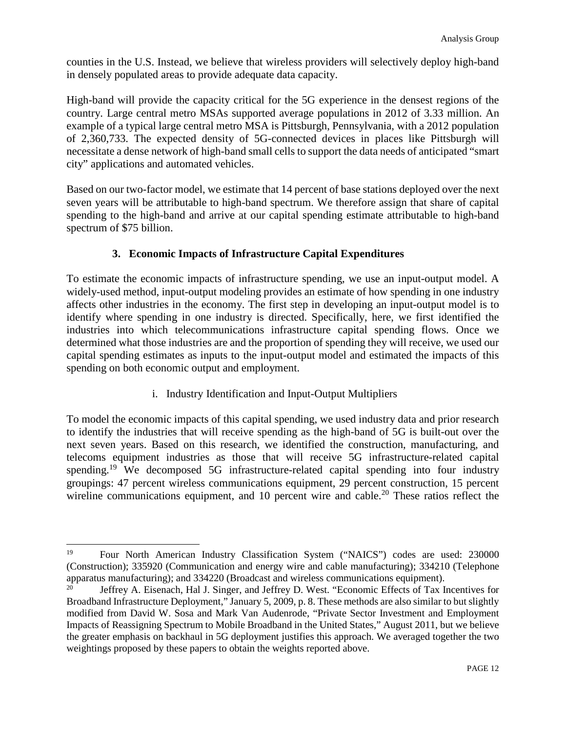counties in the U.S. Instead, we believe that wireless providers will selectively deploy high-band in densely populated areas to provide adequate data capacity.

High-band will provide the capacity critical for the 5G experience in the densest regions of the country. Large central metro MSAs supported average populations in 2012 of 3.33 million. An example of a typical large central metro MSA is Pittsburgh, Pennsylvania, with a 2012 population of 2,360,733. The expected density of 5G-connected devices in places like Pittsburgh will necessitate a dense network of high-band small cells to support the data needs of anticipated "smart city" applications and automated vehicles.

Based on our two-factor model, we estimate that 14 percent of base stations deployed over the next seven years will be attributable to high-band spectrum. We therefore assign that share of capital spending to the high-band and arrive at our capital spending estimate attributable to high-band spectrum of $75 billion.

### 3. Economic Impacts of Infrastructure Capital Expenditures

To estimate the economic impacts of infrastructure spending, we use an input-output model. A widely-used method, input-output modeling provides an estimate of how spending in one industry affects other industries in the economy. The first step in developing an input-output model is to identify where spending in one industry is directed. Specifically, here, we first identified the industries into which telecommunications infrastructure capital spending flows. Once we determined what those industries are and the proportion of spending they will receive, we used our capital spending estimates as inputs to the input-output model and estimated the impacts of this spending on both economic output and employment.

#### i. Industry Identification and Input-Output Multipliers

To model the economic impacts of this capital spending, we used industry data and prior research to identify the industries that will receive spending as the high-band of 5G is built-out over the next seven years. Based on this research, we identified the construction, manufacturing, and telecoms equipment industries as those that will receive 5G infrastructure-related capital spending.[19] We decomposed 5G infrastructure-related capital spending into four industry groupings: 47 percent wireless communications equipment, 29 percent construction, 15 percent wireline communications equipment, and 10 percent wire and cable.[20] These ratios reflect the

---

[19] Four North American Industry Classification System ("NAICS") codes are used: 230000 (Construction); 335920 (Communication and energy wire and cable manufacturing); 334210 (Telephone apparatus manufacturing); and 334220 (Broadcast and wireless communications equipment).

[20] Jeffrey A. Eisenach, Hal J. Singer, and Jeffrey D. West. "Economic Effects of Tax Incentives for Broadband Infrastructure Deployment," January 5, 2009, p. 8. These methods are also similar to but slightly modified from David W. Sosa and Mark Van Audenrode, "Private Sector Investment and Employment Impacts of Reassigning Spectrum to Mobile Broadband in the United States," August 2011, but we believe the greater emphasis on backhaul in 5G deployment justifies this approach. We averaged together the two weightings proposed by these papers to obtain the weights reported above.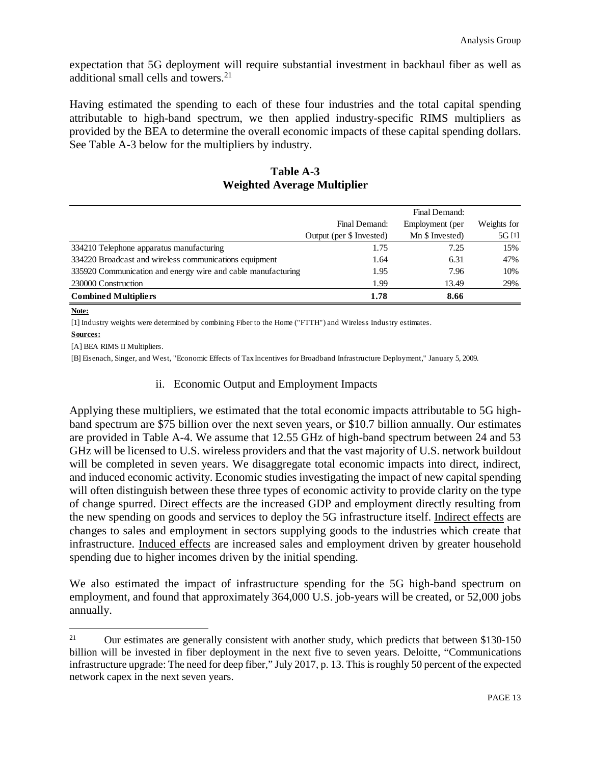expectation that 5G deployment will require substantial investment in backhaul fiber as well as additional small cells and towers.[21]

Having estimated the spending to each of these four industries and the total capital spending attributable to high-band spectrum, we then applied industry-specific RIMS multipliers as provided by the BEA to determine the overall economic impacts of these capital spending dollars. See Table A-3 below for the multipliers by industry.

**Table A-3**
**Weighted Average Multiplier**

| | Final Demand: Output (per $ Invested) | Final Demand: Employment (per Mn $ Invested) | Weights for 5G [1] |
|---|---|---|---|
| 334210 Telephone apparatus manufacturing | 1.75 | 7.25 | 15% |
| 334220 Broadcast and wireless communications equipment | 1.64 | 6.31 | 47% |
| 335920 Communication and energy wire and cable manufacturing | 1.95 | 7.96 | 10% |
| 230000 Construction | 1.99 | 13.49 | 29% |
| **Combined Multipliers** | **1.78** | **8.66** | |

**Note:**

[1] Industry weights were determined by combining Fiber to the Home ("FTTH") and Wireless Industry estimates.

**Sources:**

[A] BEA RIMS II Multipliers.

[B] Eisenach, Singer, and West, "Economic Effects of Tax Incentives for Broadband Infrastructure Deployment," January 5, 2009.

### ii. Economic Output and Employment Impacts

Applying these multipliers, we estimated that the total economic impacts attributable to 5G high-band spectrum are $75 billion over the next seven years, or $10.7 billion annually. Our estimates are provided in Table A-4. We assume that 12.55 GHz of high-band spectrum between 24 and 53 GHz will be licensed to U.S. wireless providers and that the vast majority of U.S. network buildout will be completed in seven years. We disaggregate total economic impacts into direct, indirect, and induced economic activity. Economic studies investigating the impact of new capital spending will often distinguish between these three types of economic activity to provide clarity on the type of change spurred. Direct effects are the increased GDP and employment directly resulting from the new spending on goods and services to deploy the 5G infrastructure itself. Indirect effects are changes to sales and employment in sectors supplying goods to the industries which create that infrastructure. Induced effects are increased sales and employment driven by greater household spending due to higher incomes driven by the initial spending.

We also estimated the impact of infrastructure spending for the 5G high-band spectrum on employment, and found that approximately 364,000 U.S. job-years will be created, or 52,000 jobs annually.

---

[21] Our estimates are generally consistent with another study, which predicts that between $130-150 billion will be invested in fiber deployment in the next five to seven years. Deloitte, "Communications infrastructure upgrade: The need for deep fiber," July 2017, p. 13. This is roughly 50 percent of the expected network capex in the next seven years.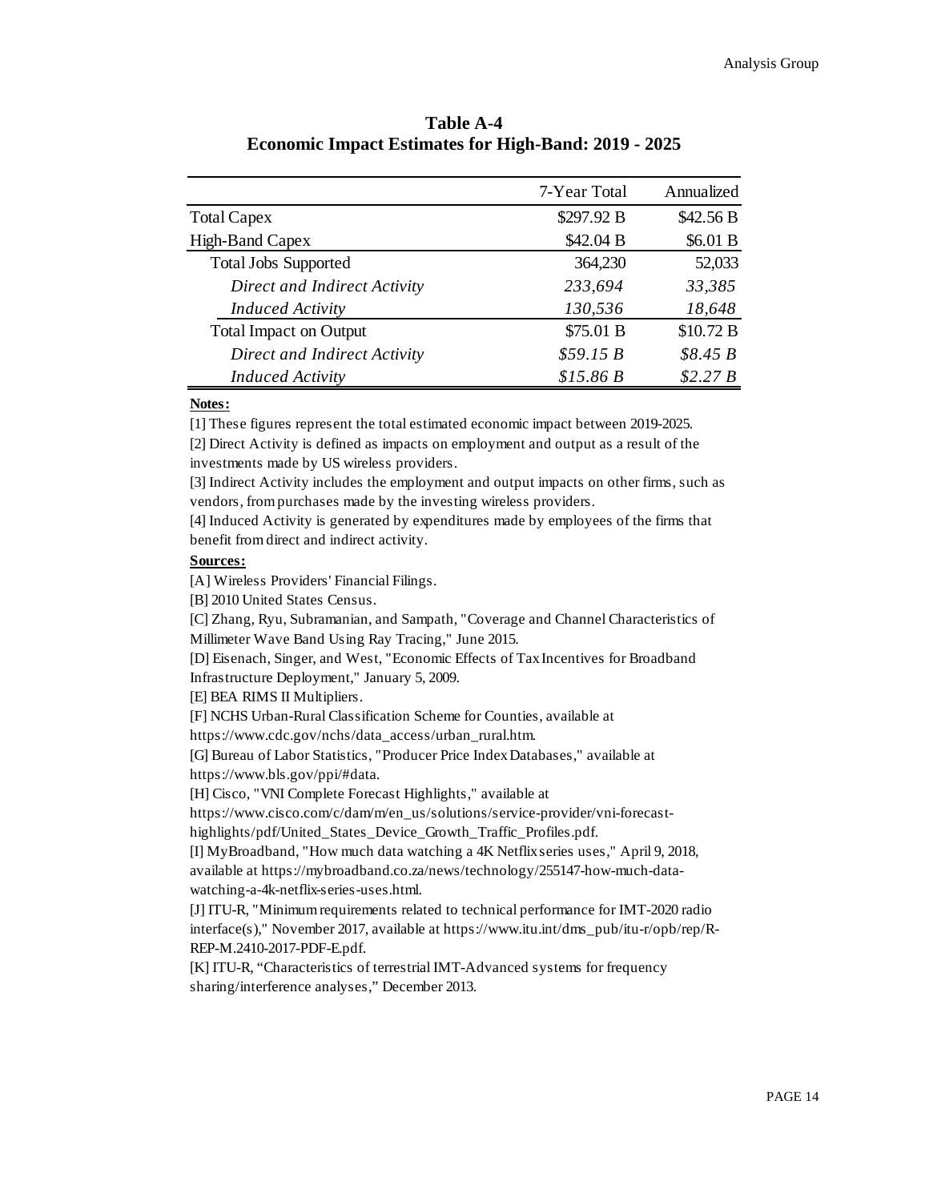**Table A-4**
**Economic Impact Estimates for High-Band: 2019 - 2025**

| | 7-Year Total | Annualized |
|---|---|---|
| Total Capex | $297.92 B | $42.56 B |
| High-Band Capex | $42.04 B | $6.01 B |
| Total Jobs Supported | 364,230 | 52,033 |
| *Direct and Indirect Activity* | *233,694* | *33,385* |
| *Induced Activity* | *130,536* | *18,648* |
| Total Impact on Output | $75.01 B | $10.72 B |
| *Direct and Indirect Activity* | *$59.15 B* | *$8.45 B* |
| *Induced Activity* | *$15.86 B* | *$2.27 B* |

**Notes:**

[1] These figures represent the total estimated economic impact between 2019-2025.

[2] Direct Activity is defined as impacts on employment and output as a result of the investments made by US wireless providers.

[3] Indirect Activity includes the employment and output impacts on other firms, such as vendors, from purchases made by the investing wireless providers.

[4] Induced Activity is generated by expenditures made by employees of the firms that benefit from direct and indirect activity.

**Sources:**

[A] Wireless Providers' Financial Filings.

[B] 2010 United States Census.

[C] Zhang, Ryu, Subramanian, and Sampath, "Coverage and Channel Characteristics of Millimeter Wave Band Using Ray Tracing," June 2015.

[D] Eisenach, Singer, and West, "Economic Effects of Tax Incentives for Broadband Infrastructure Deployment," January 5, 2009.

[E] BEA RIMS II Multipliers.

[F] NCHS Urban-Rural Classification Scheme for Counties, available at https://www.cdc.gov/nchs/data_access/urban_rural.htm.

[G] Bureau of Labor Statistics, "Producer Price Index Databases," available at https://www.bls.gov/ppi/#data.

[H] Cisco, "VNI Complete Forecast Highlights," available at https://www.cisco.com/c/dam/m/en_us/solutions/service-provider/vni-forecast-highlights/pdf/United_States_Device_Growth_Traffic_Profiles.pdf.

[I] MyBroadband, "How much data watching a 4K Netflix series uses," April 9, 2018, available at https://mybroadband.co.za/news/technology/255147-how-much-data-watching-a-4k-netflix-series-uses.html.

[J] ITU-R, "Minimum requirements related to technical performance for IMT-2020 radio interface(s)," November 2017, available at https://www.itu.int/dms_pub/itu-r/opb/rep/R-REP-M.2410-2017-PDF-E.pdf.

[K] ITU-R, "Characteristics of terrestrial IMT-Advanced systems for frequency sharing/interference analyses," December 2013.